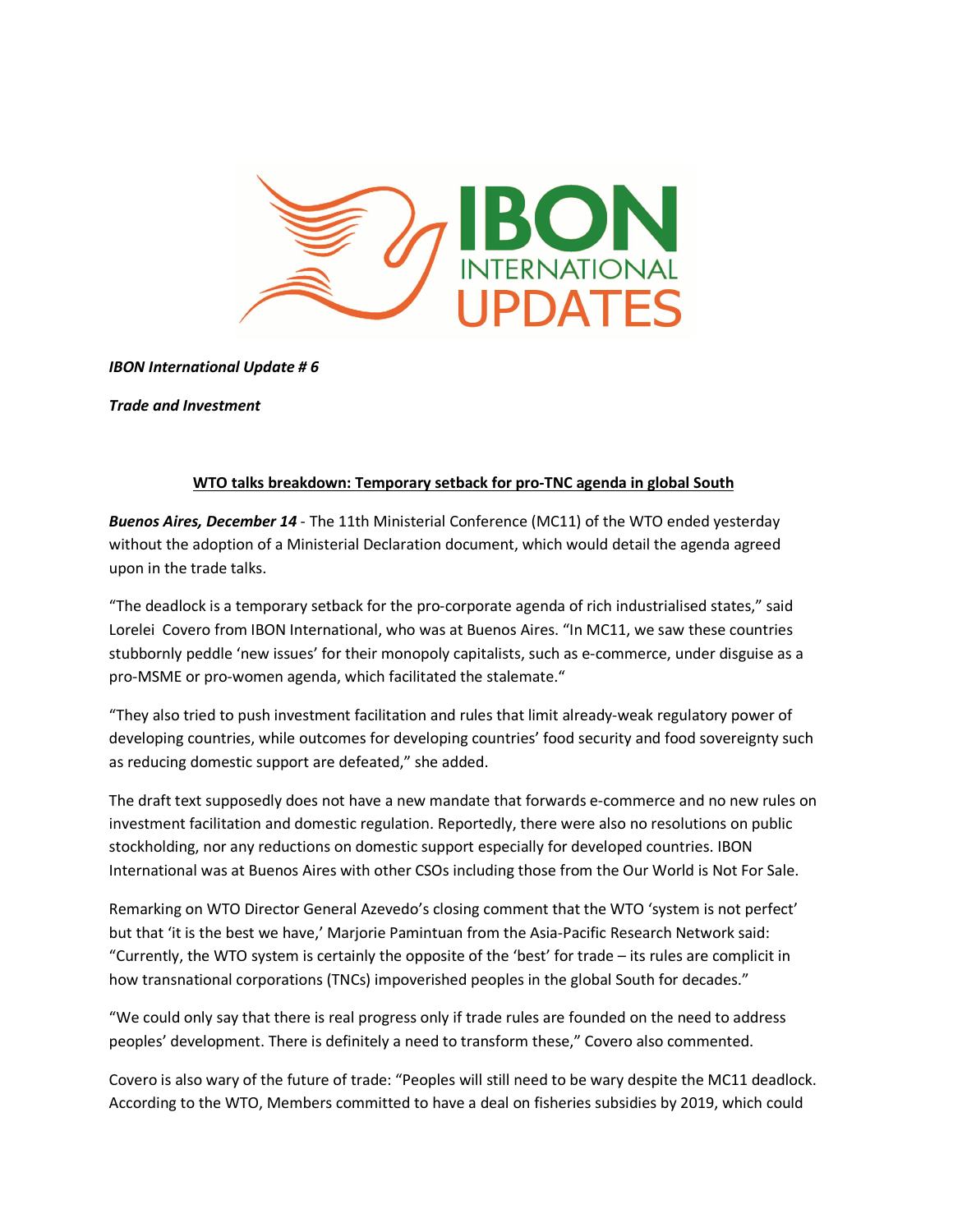IBON INTERNATIONAL UPDATES

***IBON International Update # 6***

***Trade and Investment***

## WTO talks breakdown: Temporary setback for pro-TNC agenda in global South

***Buenos Aires, December 14*** - The 11th Ministerial Conference (MC11) of the WTO ended yesterday without the adoption of a Ministerial Declaration document, which would detail the agenda agreed upon in the trade talks.

"The deadlock is a temporary setback for the pro-corporate agenda of rich industrialised states," said Lorelei Covero from IBON International, who was at Buenos Aires. "In MC11, we saw these countries stubbornly peddle 'new issues' for their monopoly capitalists, such as e-commerce, under disguise as a pro-MSME or pro-women agenda, which facilitated the stalemate."

"They also tried to push investment facilitation and rules that limit already-weak regulatory power of developing countries, while outcomes for developing countries' food security and food sovereignty such as reducing domestic support are defeated," she added.

The draft text supposedly does not have a new mandate that forwards e-commerce and no new rules on investment facilitation and domestic regulation. Reportedly, there were also no resolutions on public stockholding, nor any reductions on domestic support especially for developed countries. IBON International was at Buenos Aires with other CSOs including those from the Our World is Not For Sale.

Remarking on WTO Director General Azevedo's closing comment that the WTO 'system is not perfect' but that 'it is the best we have,' Marjorie Pamintuan from the Asia-Pacific Research Network said: "Currently, the WTO system is certainly the opposite of the 'best' for trade – its rules are complicit in how transnational corporations (TNCs) impoverished peoples in the global South for decades."

"We could only say that there is real progress only if trade rules are founded on the need to address peoples' development. There is definitely a need to transform these," Covero also commented.

Covero is also wary of the future of trade: "Peoples will still need to be wary despite the MC11 deadlock. According to the WTO, Members committed to have a deal on fisheries subsidies by 2019, which could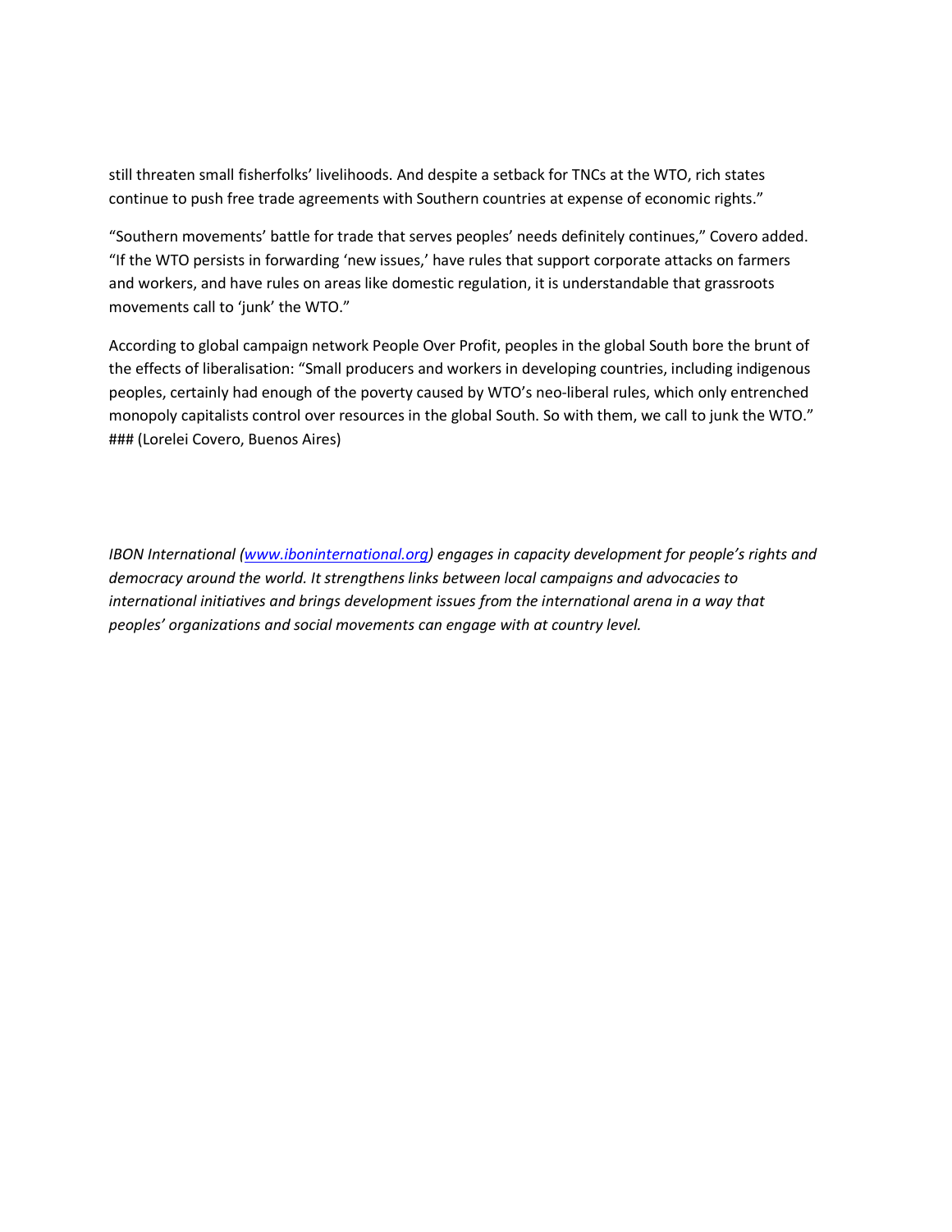still threaten small fisherfolks' livelihoods. And despite a setback for TNCs at the WTO, rich states continue to push free trade agreements with Southern countries at expense of economic rights."

"Southern movements' battle for trade that serves peoples' needs definitely continues," Covero added. "If the WTO persists in forwarding 'new issues,' have rules that support corporate attacks on farmers and workers, and have rules on areas like domestic regulation, it is understandable that grassroots movements call to 'junk' the WTO."

According to global campaign network People Over Profit, peoples in the global South bore the brunt of the effects of liberalisation: "Small producers and workers in developing countries, including indigenous peoples, certainly had enough of the poverty caused by WTO's neo-liberal rules, which only entrenched monopoly capitalists control over resources in the global South. So with them, we call to junk the WTO." ### (Lorelei Covero, Buenos Aires)

*IBON International ([www.iboninternational.org](http://www.iboninternational.org)) engages in capacity development for people's rights and democracy around the world. It strengthens links between local campaigns and advocacies to international initiatives and brings development issues from the international arena in a way that peoples' organizations and social movements can engage with at country level.*